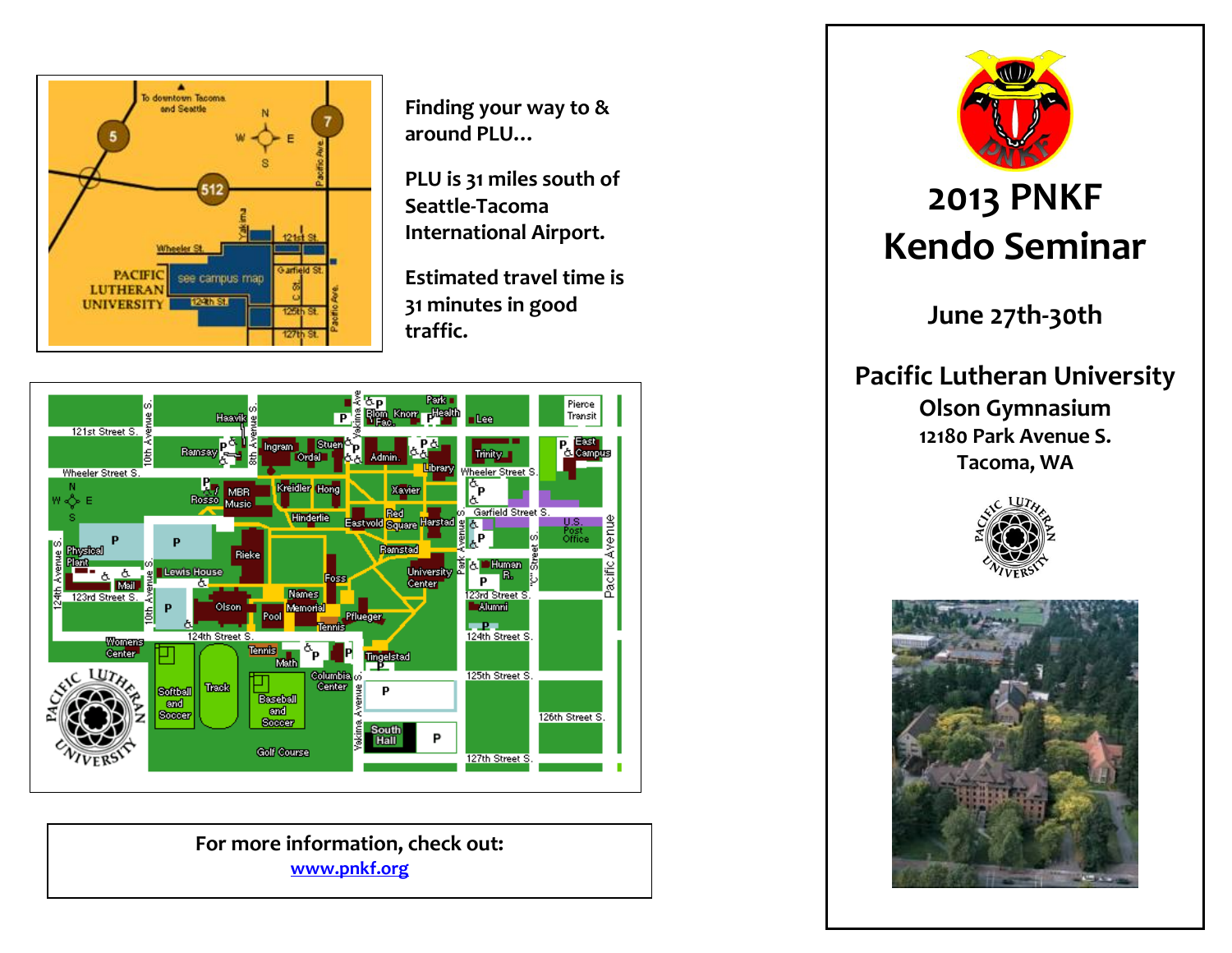Finding your way to & around PLU…

PLU is 31 miles south of Seattle-Tacoma International Airport.

Estimated travel time is 31 minutes in good traffic.

For more information, check out:
[www.pnkf.org](http://www.pnkf.org)

# 2013 PNKF Kendo Seminar

## June 27th-30th

## Pacific Lutheran University

### Olson Gymnasium

**12180 Park Avenue S.**

**Tacoma, WA**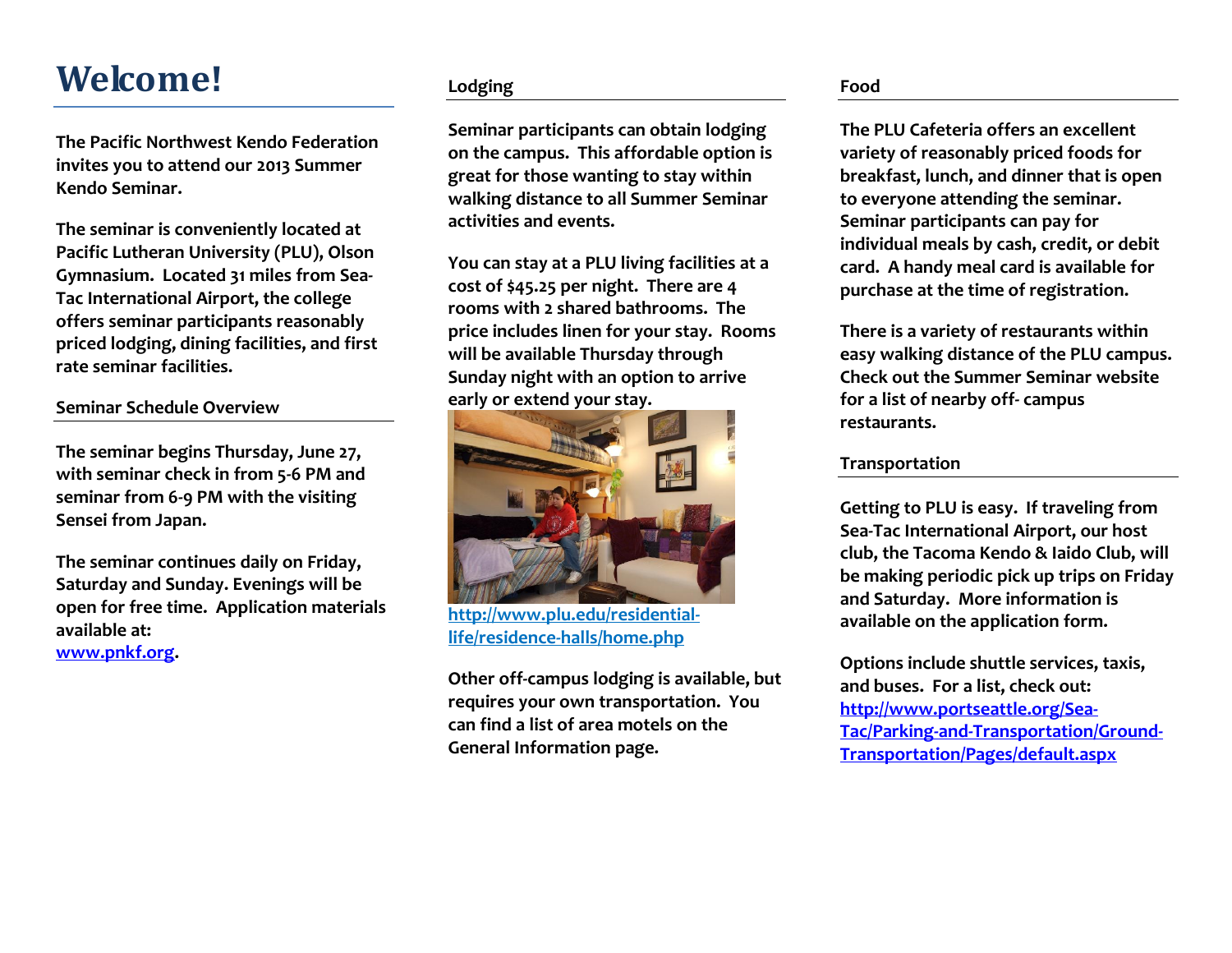# Welcome!

**The Pacific Northwest Kendo Federation invites you to attend our 2013 Summer Kendo Seminar.**

**The seminar is conveniently located at Pacific Lutheran University (PLU), Olson Gymnasium. Located 31 miles from Sea-Tac International Airport, the college offers seminar participants reasonably priced lodging, dining facilities, and first rate seminar facilities.**

## Seminar Schedule Overview

**The seminar begins Thursday, June 27, with seminar check in from 5-6 PM and seminar from 6-9 PM with the visiting Sensei from Japan.**

**The seminar continues daily on Friday, Saturday and Sunday. Evenings will be open for free time. Application materials available at: [www.pnkf.org](http://www.pnkf.org).**

## Lodging

**Seminar participants can obtain lodging on the campus. This affordable option is great for those wanting to stay within walking distance to all Summer Seminar activities and events.**

**You can stay at a PLU living facilities at a cost of $45.25 per night. There are 4 rooms with 2 shared bathrooms. The price includes linen for your stay. Rooms will be available Thursday through Sunday night with an option to arrive early or extend your stay.**

[http://www.plu.edu/residential-life/residence-halls/home.php](http://www.plu.edu/residential-life/residence-halls/home.php)

**Other off-campus lodging is available, but requires your own transportation. You can find a list of area motels on the General Information page.**

## Food

**The PLU Cafeteria offers an excellent variety of reasonably priced foods for breakfast, lunch, and dinner that is open to everyone attending the seminar. Seminar participants can pay for individual meals by cash, credit, or debit card. A handy meal card is available for purchase at the time of registration.**

**There is a variety of restaurants within easy walking distance of the PLU campus. Check out the Summer Seminar website for a list of nearby off- campus restaurants.**

## Transportation

**Getting to PLU is easy. If traveling from Sea-Tac International Airport, our host club, the Tacoma Kendo & Iaido Club, will be making periodic pick up trips on Friday and Saturday. More information is available on the application form.**

**Options include shuttle services, taxis, and buses. For a list, check out: [http://www.portseattle.org/Sea-Tac/Parking-and-Transportation/Ground-Transportation/Pages/default.aspx](http://www.portseattle.org/Sea-Tac/Parking-and-Transportation/Ground-Transportation/Pages/default.aspx)**